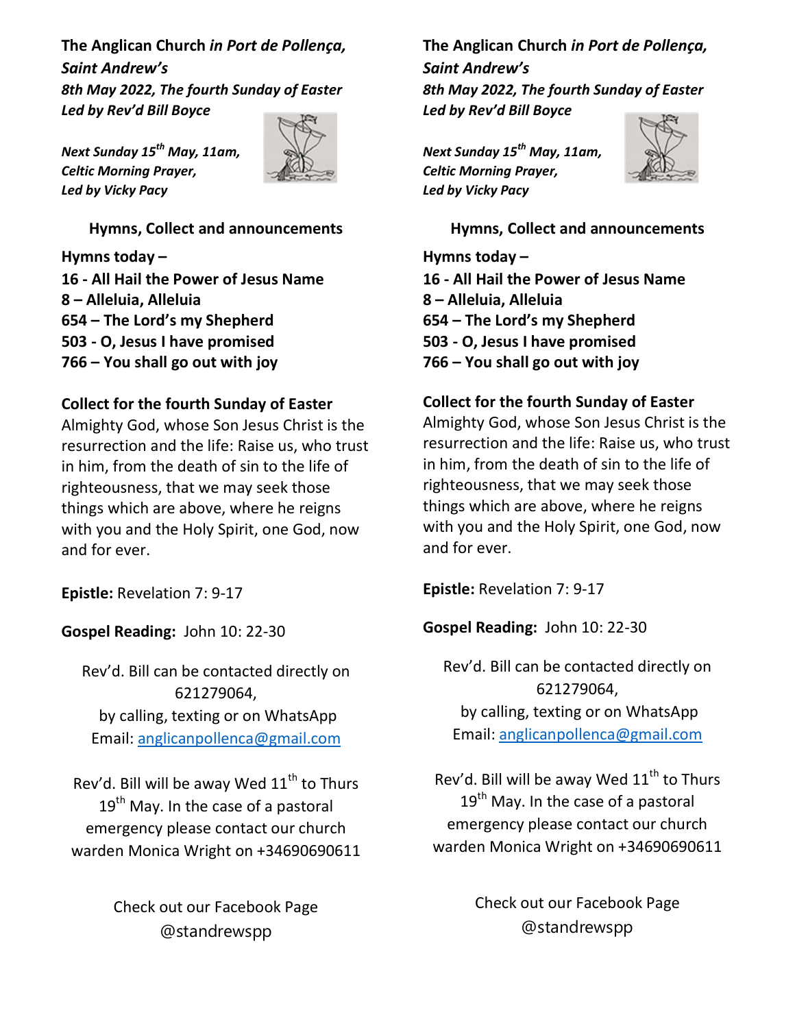**The Anglican Church** ***in Port de Pollença, Saint Andrew's***
***8th May 2022, The fourth Sunday of Easter***
***Led by Rev'd Bill Boyce***

***Next Sunday 15th May, 11am, Celtic Morning Prayer, Led by Vicky Pacy***

**Hymns, Collect and announcements**

**Hymns today –**
**16 - All Hail the Power of Jesus Name**
**8 – Alleluia, Alleluia**
**654 – The Lord's my Shepherd**
**503 - O, Jesus I have promised**
**766 – You shall go out with joy**

**Collect for the fourth Sunday of Easter**
Almighty God, whose Son Jesus Christ is the resurrection and the life: Raise us, who trust in him, from the death of sin to the life of righteousness, that we may seek those things which are above, where he reigns with you and the Holy Spirit, one God, now and for ever.

**Epistle:** Revelation 7: 9-17

**Gospel Reading:** John 10: 22-30

Rev'd. Bill can be contacted directly on 621279064, by calling, texting or on WhatsApp
Email: anglicanpollenca@gmail.com

Rev'd. Bill will be away Wed 11th to Thurs 19th May. In the case of a pastoral emergency please contact our church warden Monica Wright on +34690690611

Check out our Facebook Page @standrewspp

**The Anglican Church** ***in Port de Pollença, Saint Andrew's***
***8th May 2022, The fourth Sunday of Easter***
***Led by Rev'd Bill Boyce***

***Next Sunday 15th May, 11am, Celtic Morning Prayer, Led by Vicky Pacy***

**Hymns, Collect and announcements**

**Hymns today –**
**16 - All Hail the Power of Jesus Name**
**8 – Alleluia, Alleluia**
**654 – The Lord's my Shepherd**
**503 - O, Jesus I have promised**
**766 – You shall go out with joy**

**Collect for the fourth Sunday of Easter**
Almighty God, whose Son Jesus Christ is the resurrection and the life: Raise us, who trust in him, from the death of sin to the life of righteousness, that we may seek those things which are above, where he reigns with you and the Holy Spirit, one God, now and for ever.

**Epistle:** Revelation 7: 9-17

**Gospel Reading:** John 10: 22-30

Rev'd. Bill can be contacted directly on 621279064, by calling, texting or on WhatsApp
Email: anglicanpollenca@gmail.com

Rev'd. Bill will be away Wed 11th to Thurs 19th May. In the case of a pastoral emergency please contact our church warden Monica Wright on +34690690611

Check out our Facebook Page @standrewspp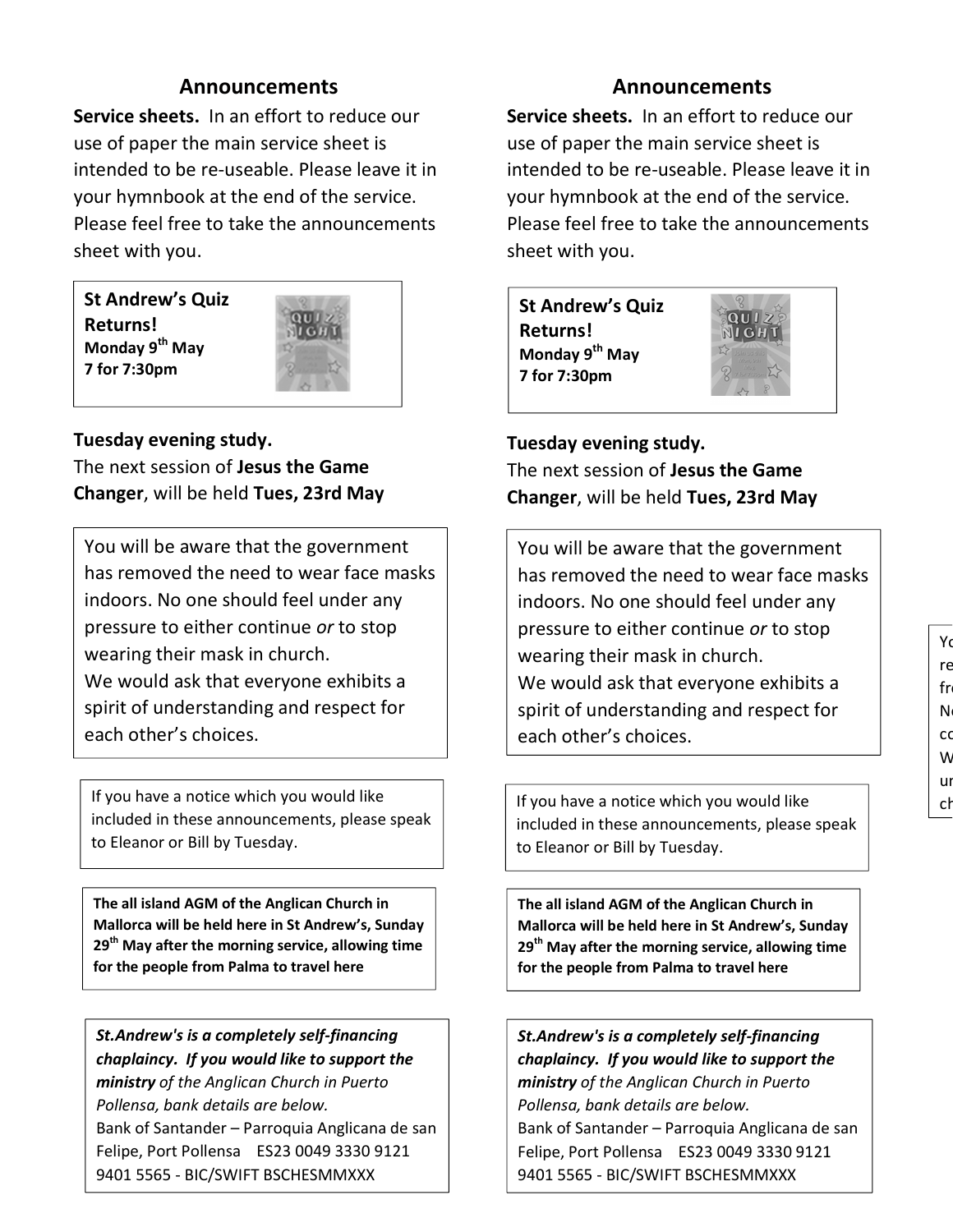## Announcements

**Service sheets.** In an effort to reduce our use of paper the main service sheet is intended to be re-useable. Please leave it in your hymnbook at the end of the service. Please feel free to take the announcements sheet with you.

**St Andrew's Quiz Returns!**
**Monday 9th May**
**7 for 7:30pm**

**Tuesday evening study.**
The next session of **Jesus the Game Changer**, will be held **Tues, 23rd May**

You will be aware that the government has removed the need to wear face masks indoors. No one should feel under any pressure to either continue *or* to stop wearing their mask in church.
We would ask that everyone exhibits a spirit of understanding and respect for each other's choices.

If you have a notice which you would like included in these announcements, please speak to Eleanor or Bill by Tuesday.

**The all island AGM of the Anglican Church in Mallorca will be held here in St Andrew's, Sunday 29th May after the morning service, allowing time for the people from Palma to travel here**

***St.Andrew's is a completely self-financing chaplaincy. If you would like to support the ministry** of the Anglican Church in Puerto Pollensa, bank details are below.*
Bank of Santander – Parroquia Anglicana de san Felipe, Port Pollensa ES23 0049 3330 9121 9401 5565 - BIC/SWIFT BSCHESMMXXX

## Announcements

**Service sheets.** In an effort to reduce our use of paper the main service sheet is intended to be re-useable. Please leave it in your hymnbook at the end of the service. Please feel free to take the announcements sheet with you.

**St Andrew's Quiz Returns!**
**Monday 9th May**
**7 for 7:30pm**

**Tuesday evening study.**
The next session of **Jesus the Game Changer**, will be held **Tues, 23rd May**

You will be aware that the government has removed the need to wear face masks indoors. No one should feel under any pressure to either continue *or* to stop wearing their mask in church.
We would ask that everyone exhibits a spirit of understanding and respect for each other's choices.

If you have a notice which you would like included in these announcements, please speak to Eleanor or Bill by Tuesday.

**The all island AGM of the Anglican Church in Mallorca will be held here in St Andrew's, Sunday 29th May after the morning service, allowing time for the people from Palma to travel here**

***St.Andrew's is a completely self-financing chaplaincy. If you would like to support the ministry** of the Anglican Church in Puerto Pollensa, bank details are below.*
Bank of Santander – Parroquia Anglicana de san Felipe, Port Pollensa ES23 0049 3330 9121 9401 5565 - BIC/SWIFT BSCHESMMXXX